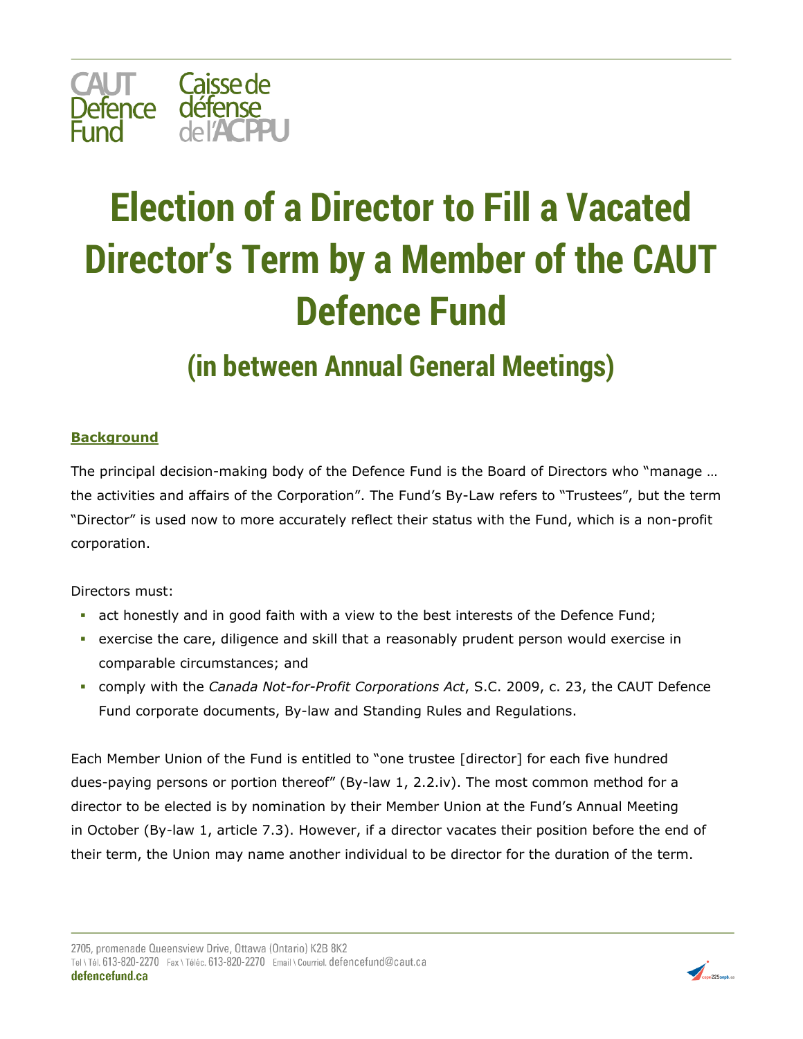# Election of a Director to Fill a Vacated Director's Term by a Member of the CAUT Defence Fund

## (in between Annual General Meetings)

**Background**

The principal decision-making body of the Defence Fund is the Board of Directors who "manage … the activities and affairs of the Corporation". The Fund's By-Law refers to "Trustees", but the term "Director" is used now to more accurately reflect their status with the Fund, which is a non-profit corporation.

Directors must:

- act honestly and in good faith with a view to the best interests of the Defence Fund;
- exercise the care, diligence and skill that a reasonably prudent person would exercise in comparable circumstances; and
- comply with the *Canada Not-for-Profit Corporations Act*, S.C. 2009, c. 23, the CAUT Defence Fund corporate documents, By-law and Standing Rules and Regulations.

Each Member Union of the Fund is entitled to "one trustee [director] for each five hundred dues-paying persons or portion thereof" (By-law 1, 2.2.iv). The most common method for a director to be elected is by nomination by their Member Union at the Fund's Annual Meeting in October (By-law 1, article 7.3). However, if a director vacates their position before the end of their term, the Union may name another individual to be director for the duration of the term.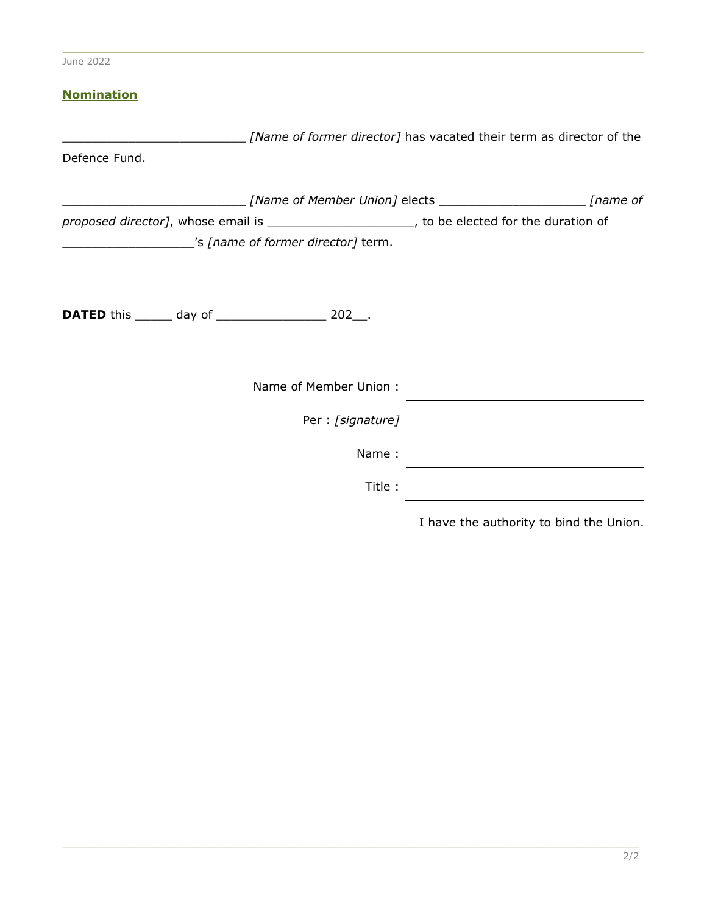**Nomination**

_________________________ *[Name of former director]* has vacated their term as director of the Defence Fund.

_________________________ *[Name of Member Union]* elects ____________________ *[name of proposed director]*, whose email is _____________________, to be elected for the duration of __________________'s *[name of former director]* term.

**DATED** this _____ day of _______________ 202__.

Name of Member Union : ______________________________

Per : *[signature]* ______________________________

Name : ______________________________

Title : ______________________________

I have the authority to bind the Union.